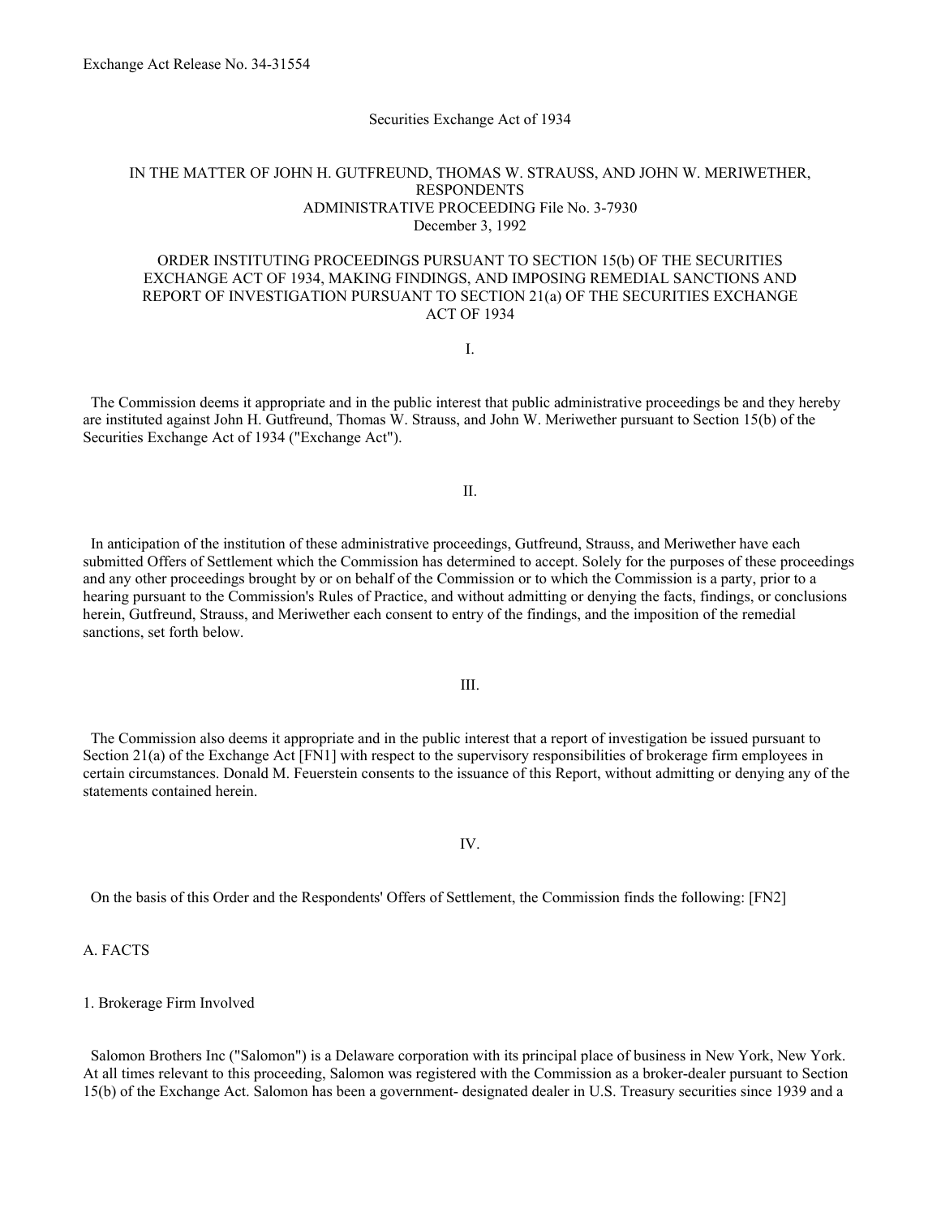Exchange Act Release No. 34-31554

Securities Exchange Act of 1934

# IN THE MATTER OF JOHN H. GUTFREUND, THOMAS W. STRAUSS, AND JOHN W. MERIWETHER, RESPONDENTS

ADMINISTRATIVE PROCEEDING File No. 3-7930

December 3, 1992

## ORDER INSTITUTING PROCEEDINGS PURSUANT TO SECTION 15(b) OF THE SECURITIES EXCHANGE ACT OF 1934, MAKING FINDINGS, AND IMPOSING REMEDIAL SANCTIONS AND REPORT OF INVESTIGATION PURSUANT TO SECTION 21(a) OF THE SECURITIES EXCHANGE ACT OF 1934

I.

The Commission deems it appropriate and in the public interest that public administrative proceedings be and they hereby are instituted against John H. Gutfreund, Thomas W. Strauss, and John W. Meriwether pursuant to Section 15(b) of the Securities Exchange Act of 1934 ("Exchange Act").

II.

In anticipation of the institution of these administrative proceedings, Gutfreund, Strauss, and Meriwether have each submitted Offers of Settlement which the Commission has determined to accept. Solely for the purposes of these proceedings and any other proceedings brought by or on behalf of the Commission or to which the Commission is a party, prior to a hearing pursuant to the Commission's Rules of Practice, and without admitting or denying the facts, findings, or conclusions herein, Gutfreund, Strauss, and Meriwether each consent to entry of the findings, and the imposition of the remedial sanctions, set forth below.

III.

The Commission also deems it appropriate and in the public interest that a report of investigation be issued pursuant to Section 21(a) of the Exchange Act [FN1] with respect to the supervisory responsibilities of brokerage firm employees in certain circumstances. Donald M. Feuerstein consents to the issuance of this Report, without admitting or denying any of the statements contained herein.

IV.

On the basis of this Order and the Respondents' Offers of Settlement, the Commission finds the following: [FN2]

A. FACTS

1. Brokerage Firm Involved

Salomon Brothers Inc ("Salomon") is a Delaware corporation with its principal place of business in New York, New York. At all times relevant to this proceeding, Salomon was registered with the Commission as a broker-dealer pursuant to Section 15(b) of the Exchange Act. Salomon has been a government- designated dealer in U.S. Treasury securities since 1939 and a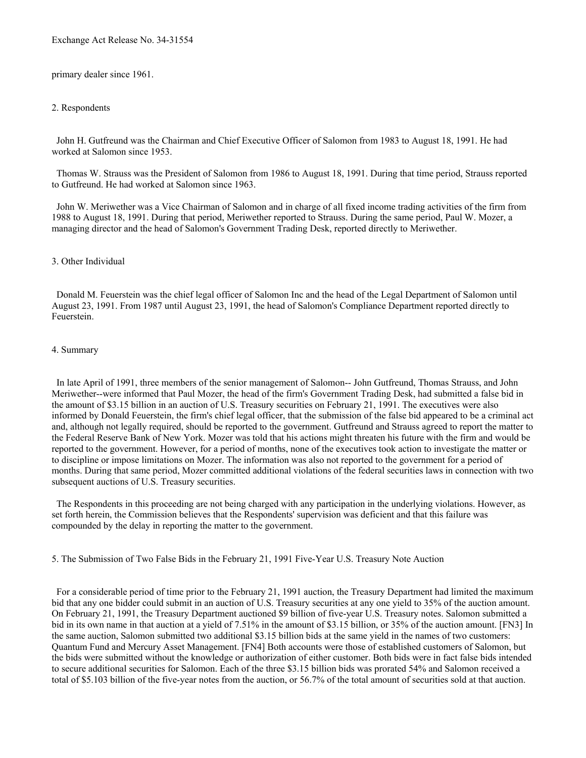primary dealer since 1961.

## 2. Respondents

John H. Gutfreund was the Chairman and Chief Executive Officer of Salomon from 1983 to August 18, 1991. He had worked at Salomon since 1953.

Thomas W. Strauss was the President of Salomon from 1986 to August 18, 1991. During that time period, Strauss reported to Gutfreund. He had worked at Salomon since 1963.

John W. Meriwether was a Vice Chairman of Salomon and in charge of all fixed income trading activities of the firm from 1988 to August 18, 1991. During that period, Meriwether reported to Strauss. During the same period, Paul W. Mozer, a managing director and the head of Salomon's Government Trading Desk, reported directly to Meriwether.

## 3. Other Individual

Donald M. Feuerstein was the chief legal officer of Salomon Inc and the head of the Legal Department of Salomon until August 23, 1991. From 1987 until August 23, 1991, the head of Salomon's Compliance Department reported directly to Feuerstein.

## 4. Summary

In late April of 1991, three members of the senior management of Salomon-- John Gutfreund, Thomas Strauss, and John Meriwether--were informed that Paul Mozer, the head of the firm's Government Trading Desk, had submitted a false bid in the amount of $3.15 billion in an auction of U.S. Treasury securities on February 21, 1991. The executives were also informed by Donald Feuerstein, the firm's chief legal officer, that the submission of the false bid appeared to be a criminal act and, although not legally required, should be reported to the government. Gutfreund and Strauss agreed to report the matter to the Federal Reserve Bank of New York. Mozer was told that his actions might threaten his future with the firm and would be reported to the government. However, for a period of months, none of the executives took action to investigate the matter or to discipline or impose limitations on Mozer. The information was also not reported to the government for a period of months. During that same period, Mozer committed additional violations of the federal securities laws in connection with two subsequent auctions of U.S. Treasury securities.

The Respondents in this proceeding are not being charged with any participation in the underlying violations. However, as set forth herein, the Commission believes that the Respondents' supervision was deficient and that this failure was compounded by the delay in reporting the matter to the government.

## 5. The Submission of Two False Bids in the February 21, 1991 Five-Year U.S. Treasury Note Auction

For a considerable period of time prior to the February 21, 1991 auction, the Treasury Department had limited the maximum bid that any one bidder could submit in an auction of U.S. Treasury securities at any one yield to 35% of the auction amount. On February 21, 1991, the Treasury Department auctioned $9 billion of five-year U.S. Treasury notes. Salomon submitted a bid in its own name in that auction at a yield of 7.51% in the amount of $3.15 billion, or 35% of the auction amount. [FN3] In the same auction, Salomon submitted two additional $3.15 billion bids at the same yield in the names of two customers: Quantum Fund and Mercury Asset Management. [FN4] Both accounts were those of established customers of Salomon, but the bids were submitted without the knowledge or authorization of either customer. Both bids were in fact false bids intended to secure additional securities for Salomon. Each of the three $3.15 billion bids was prorated 54% and Salomon received a total of $5.103 billion of the five-year notes from the auction, or 56.7% of the total amount of securities sold at that auction.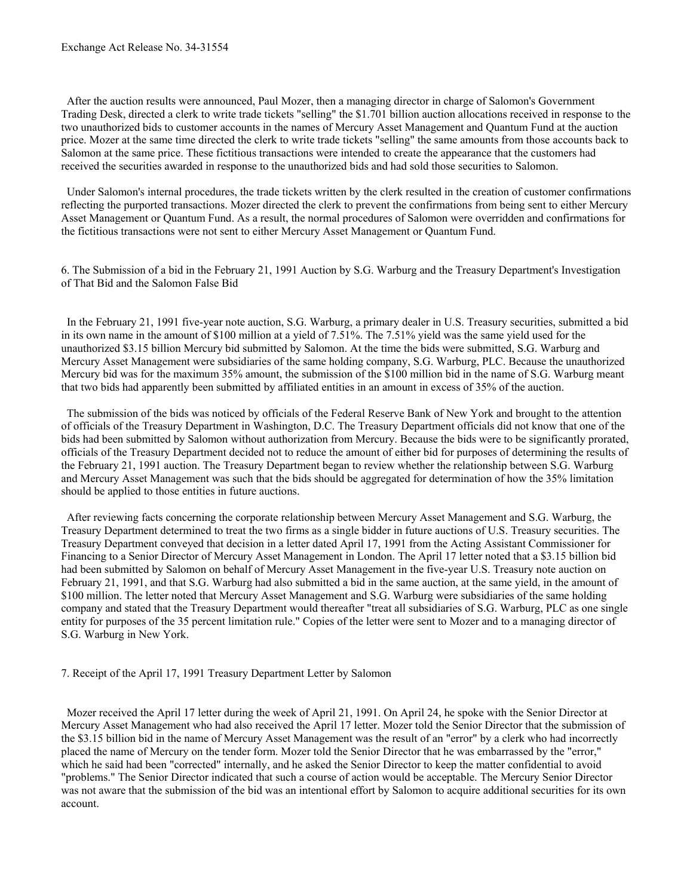After the auction results were announced, Paul Mozer, then a managing director in charge of Salomon's Government Trading Desk, directed a clerk to write trade tickets "selling" the $1.701 billion auction allocations received in response to the two unauthorized bids to customer accounts in the names of Mercury Asset Management and Quantum Fund at the auction price. Mozer at the same time directed the clerk to write trade tickets "selling" the same amounts from those accounts back to Salomon at the same price. These fictitious transactions were intended to create the appearance that the customers had received the securities awarded in response to the unauthorized bids and had sold those securities to Salomon.

Under Salomon's internal procedures, the trade tickets written by the clerk resulted in the creation of customer confirmations reflecting the purported transactions. Mozer directed the clerk to prevent the confirmations from being sent to either Mercury Asset Management or Quantum Fund. As a result, the normal procedures of Salomon were overridden and confirmations for the fictitious transactions were not sent to either Mercury Asset Management or Quantum Fund.

### 6. The Submission of a bid in the February 21, 1991 Auction by S.G. Warburg and the Treasury Department's Investigation of That Bid and the Salomon False Bid

In the February 21, 1991 five-year note auction, S.G. Warburg, a primary dealer in U.S. Treasury securities, submitted a bid in its own name in the amount of $100 million at a yield of 7.51%. The 7.51% yield was the same yield used for the unauthorized $3.15 billion Mercury bid submitted by Salomon. At the time the bids were submitted, S.G. Warburg and Mercury Asset Management were subsidiaries of the same holding company, S.G. Warburg, PLC. Because the unauthorized Mercury bid was for the maximum 35% amount, the submission of the $100 million bid in the name of S.G. Warburg meant that two bids had apparently been submitted by affiliated entities in an amount in excess of 35% of the auction.

The submission of the bids was noticed by officials of the Federal Reserve Bank of New York and brought to the attention of officials of the Treasury Department in Washington, D.C. The Treasury Department officials did not know that one of the bids had been submitted by Salomon without authorization from Mercury. Because the bids were to be significantly prorated, officials of the Treasury Department decided not to reduce the amount of either bid for purposes of determining the results of the February 21, 1991 auction. The Treasury Department began to review whether the relationship between S.G. Warburg and Mercury Asset Management was such that the bids should be aggregated for determination of how the 35% limitation should be applied to those entities in future auctions.

After reviewing facts concerning the corporate relationship between Mercury Asset Management and S.G. Warburg, the Treasury Department determined to treat the two firms as a single bidder in future auctions of U.S. Treasury securities. The Treasury Department conveyed that decision in a letter dated April 17, 1991 from the Acting Assistant Commissioner for Financing to a Senior Director of Mercury Asset Management in London. The April 17 letter noted that a $3.15 billion bid had been submitted by Salomon on behalf of Mercury Asset Management in the five-year U.S. Treasury note auction on February 21, 1991, and that S.G. Warburg had also submitted a bid in the same auction, at the same yield, in the amount of $100 million. The letter noted that Mercury Asset Management and S.G. Warburg were subsidiaries of the same holding company and stated that the Treasury Department would thereafter "treat all subsidiaries of S.G. Warburg, PLC as one single entity for purposes of the 35 percent limitation rule." Copies of the letter were sent to Mozer and to a managing director of S.G. Warburg in New York.

### 7. Receipt of the April 17, 1991 Treasury Department Letter by Salomon

Mozer received the April 17 letter during the week of April 21, 1991. On April 24, he spoke with the Senior Director at Mercury Asset Management who had also received the April 17 letter. Mozer told the Senior Director that the submission of the $3.15 billion bid in the name of Mercury Asset Management was the result of an "error" by a clerk who had incorrectly placed the name of Mercury on the tender form. Mozer told the Senior Director that he was embarrassed by the "error," which he said had been "corrected" internally, and he asked the Senior Director to keep the matter confidential to avoid "problems." The Senior Director indicated that such a course of action would be acceptable. The Mercury Senior Director was not aware that the submission of the bid was an intentional effort by Salomon to acquire additional securities for its own account.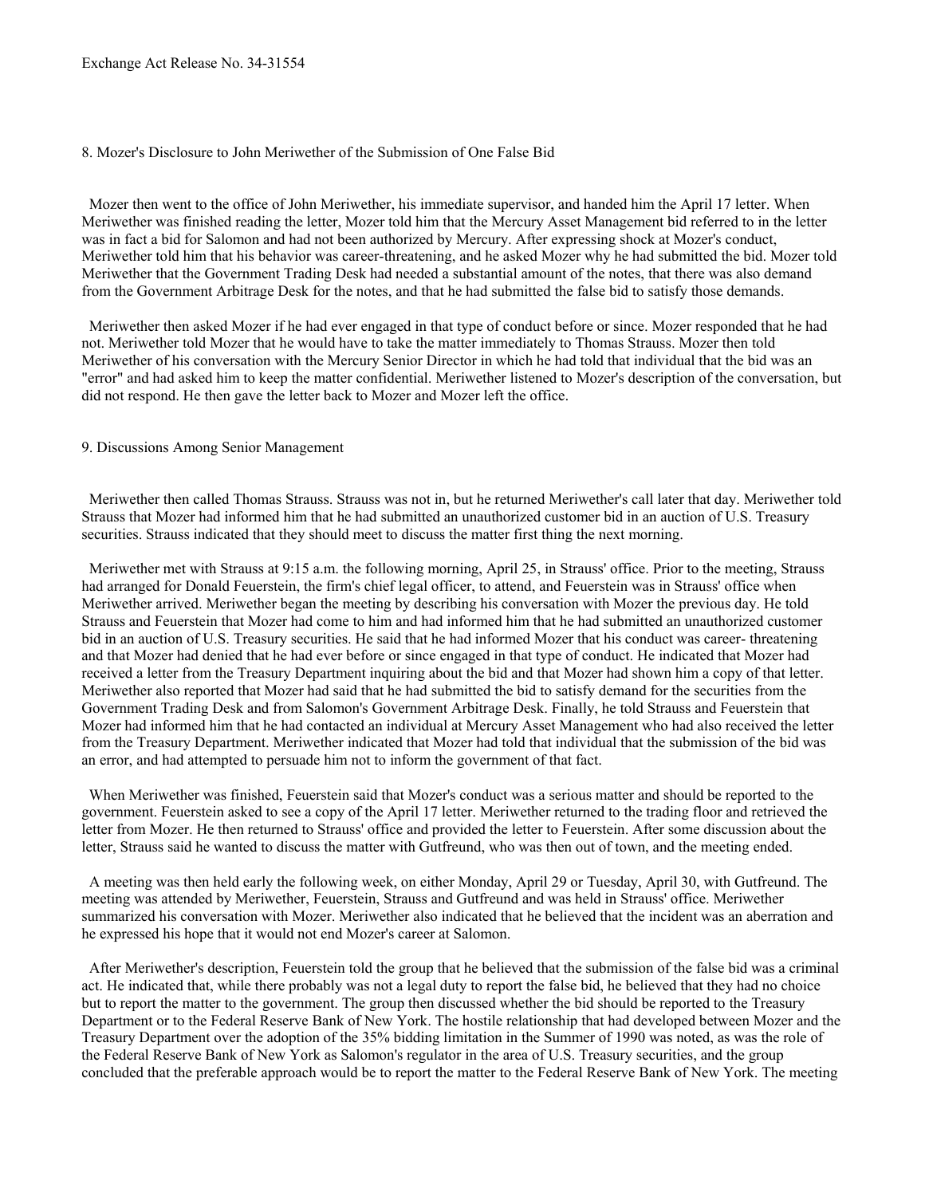### 8. Mozer's Disclosure to John Meriwether of the Submission of One False Bid

Mozer then went to the office of John Meriwether, his immediate supervisor, and handed him the April 17 letter. When Meriwether was finished reading the letter, Mozer told him that the Mercury Asset Management bid referred to in the letter was in fact a bid for Salomon and had not been authorized by Mercury. After expressing shock at Mozer's conduct, Meriwether told him that his behavior was career-threatening, and he asked Mozer why he had submitted the bid. Mozer told Meriwether that the Government Trading Desk had needed a substantial amount of the notes, that there was also demand from the Government Arbitrage Desk for the notes, and that he had submitted the false bid to satisfy those demands.

Meriwether then asked Mozer if he had ever engaged in that type of conduct before or since. Mozer responded that he had not. Meriwether told Mozer that he would have to take the matter immediately to Thomas Strauss. Mozer then told Meriwether of his conversation with the Mercury Senior Director in which he had told that individual that the bid was an "error" and had asked him to keep the matter confidential. Meriwether listened to Mozer's description of the conversation, but did not respond. He then gave the letter back to Mozer and Mozer left the office.

### 9. Discussions Among Senior Management

Meriwether then called Thomas Strauss. Strauss was not in, but he returned Meriwether's call later that day. Meriwether told Strauss that Mozer had informed him that he had submitted an unauthorized customer bid in an auction of U.S. Treasury securities. Strauss indicated that they should meet to discuss the matter first thing the next morning.

Meriwether met with Strauss at 9:15 a.m. the following morning, April 25, in Strauss' office. Prior to the meeting, Strauss had arranged for Donald Feuerstein, the firm's chief legal officer, to attend, and Feuerstein was in Strauss' office when Meriwether arrived. Meriwether began the meeting by describing his conversation with Mozer the previous day. He told Strauss and Feuerstein that Mozer had come to him and had informed him that he had submitted an unauthorized customer bid in an auction of U.S. Treasury securities. He said that he had informed Mozer that his conduct was career- threatening and that Mozer had denied that he had ever before or since engaged in that type of conduct. He indicated that Mozer had received a letter from the Treasury Department inquiring about the bid and that Mozer had shown him a copy of that letter. Meriwether also reported that Mozer had said that he had submitted the bid to satisfy demand for the securities from the Government Trading Desk and from Salomon's Government Arbitrage Desk. Finally, he told Strauss and Feuerstein that Mozer had informed him that he had contacted an individual at Mercury Asset Management who had also received the letter from the Treasury Department. Meriwether indicated that Mozer had told that individual that the submission of the bid was an error, and had attempted to persuade him not to inform the government of that fact.

When Meriwether was finished, Feuerstein said that Mozer's conduct was a serious matter and should be reported to the government. Feuerstein asked to see a copy of the April 17 letter. Meriwether returned to the trading floor and retrieved the letter from Mozer. He then returned to Strauss' office and provided the letter to Feuerstein. After some discussion about the letter, Strauss said he wanted to discuss the matter with Gutfreund, who was then out of town, and the meeting ended.

A meeting was then held early the following week, on either Monday, April 29 or Tuesday, April 30, with Gutfreund. The meeting was attended by Meriwether, Feuerstein, Strauss and Gutfreund and was held in Strauss' office. Meriwether summarized his conversation with Mozer. Meriwether also indicated that he believed that the incident was an aberration and he expressed his hope that it would not end Mozer's career at Salomon.

After Meriwether's description, Feuerstein told the group that he believed that the submission of the false bid was a criminal act. He indicated that, while there probably was not a legal duty to report the false bid, he believed that they had no choice but to report the matter to the government. The group then discussed whether the bid should be reported to the Treasury Department or to the Federal Reserve Bank of New York. The hostile relationship that had developed between Mozer and the Treasury Department over the adoption of the 35% bidding limitation in the Summer of 1990 was noted, as was the role of the Federal Reserve Bank of New York as Salomon's regulator in the area of U.S. Treasury securities, and the group concluded that the preferable approach would be to report the matter to the Federal Reserve Bank of New York. The meeting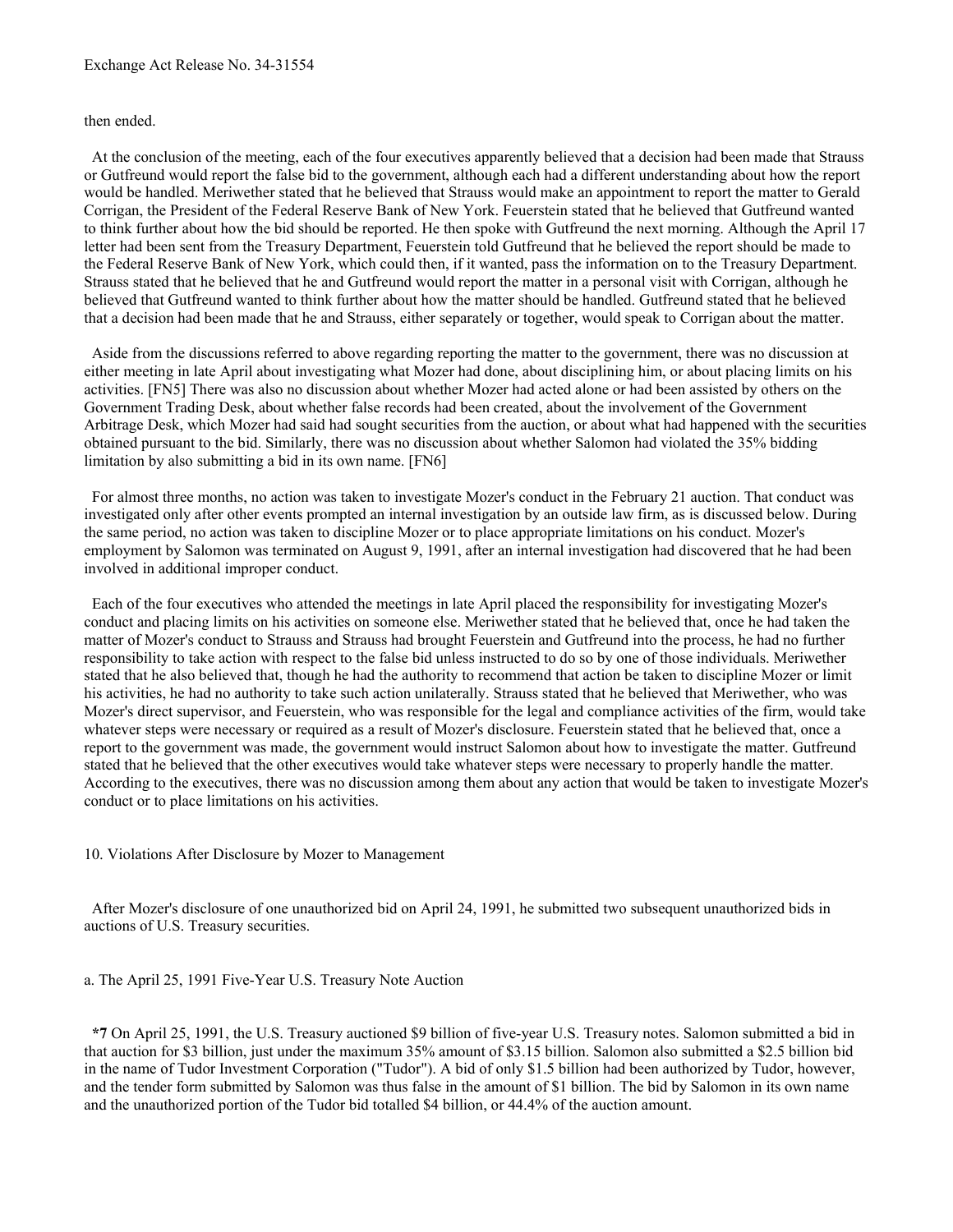then ended.

At the conclusion of the meeting, each of the four executives apparently believed that a decision had been made that Strauss or Gutfreund would report the false bid to the government, although each had a different understanding about how the report would be handled. Meriwether stated that he believed that Strauss would make an appointment to report the matter to Gerald Corrigan, the President of the Federal Reserve Bank of New York. Feuerstein stated that he believed that Gutfreund wanted to think further about how the bid should be reported. He then spoke with Gutfreund the next morning. Although the April 17 letter had been sent from the Treasury Department, Feuerstein told Gutfreund that he believed the report should be made to the Federal Reserve Bank of New York, which could then, if it wanted, pass the information on to the Treasury Department. Strauss stated that he believed that he and Gutfreund would report the matter in a personal visit with Corrigan, although he believed that Gutfreund wanted to think further about how the matter should be handled. Gutfreund stated that he believed that a decision had been made that he and Strauss, either separately or together, would speak to Corrigan about the matter.

Aside from the discussions referred to above regarding reporting the matter to the government, there was no discussion at either meeting in late April about investigating what Mozer had done, about disciplining him, or about placing limits on his activities. [FN5] There was also no discussion about whether Mozer had acted alone or had been assisted by others on the Government Trading Desk, about whether false records had been created, about the involvement of the Government Arbitrage Desk, which Mozer had said had sought securities from the auction, or about what had happened with the securities obtained pursuant to the bid. Similarly, there was no discussion about whether Salomon had violated the 35% bidding limitation by also submitting a bid in its own name. [FN6]

For almost three months, no action was taken to investigate Mozer's conduct in the February 21 auction. That conduct was investigated only after other events prompted an internal investigation by an outside law firm, as is discussed below. During the same period, no action was taken to discipline Mozer or to place appropriate limitations on his conduct. Mozer's employment by Salomon was terminated on August 9, 1991, after an internal investigation had discovered that he had been involved in additional improper conduct.

Each of the four executives who attended the meetings in late April placed the responsibility for investigating Mozer's conduct and placing limits on his activities on someone else. Meriwether stated that he believed that, once he had taken the matter of Mozer's conduct to Strauss and Strauss had brought Feuerstein and Gutfreund into the process, he had no further responsibility to take action with respect to the false bid unless instructed to do so by one of those individuals. Meriwether stated that he also believed that, though he had the authority to recommend that action be taken to discipline Mozer or limit his activities, he had no authority to take such action unilaterally. Strauss stated that he believed that Meriwether, who was Mozer's direct supervisor, and Feuerstein, who was responsible for the legal and compliance activities of the firm, would take whatever steps were necessary or required as a result of Mozer's disclosure. Feuerstein stated that he believed that, once a report to the government was made, the government would instruct Salomon about how to investigate the matter. Gutfreund stated that he believed that the other executives would take whatever steps were necessary to properly handle the matter. According to the executives, there was no discussion among them about any action that would be taken to investigate Mozer's conduct or to place limitations on his activities.

10. Violations After Disclosure by Mozer to Management

After Mozer's disclosure of one unauthorized bid on April 24, 1991, he submitted two subsequent unauthorized bids in auctions of U.S. Treasury securities.

a. The April 25, 1991 Five-Year U.S. Treasury Note Auction

**\*7** On April 25, 1991, the U.S. Treasury auctioned $9 billion of five-year U.S. Treasury notes. Salomon submitted a bid in that auction for $3 billion, just under the maximum 35% amount of $3.15 billion. Salomon also submitted a $2.5 billion bid in the name of Tudor Investment Corporation ("Tudor"). A bid of only $1.5 billion had been authorized by Tudor, however, and the tender form submitted by Salomon was thus false in the amount of $1 billion. The bid by Salomon in its own name and the unauthorized portion of the Tudor bid totalled $4 billion, or 44.4% of the auction amount.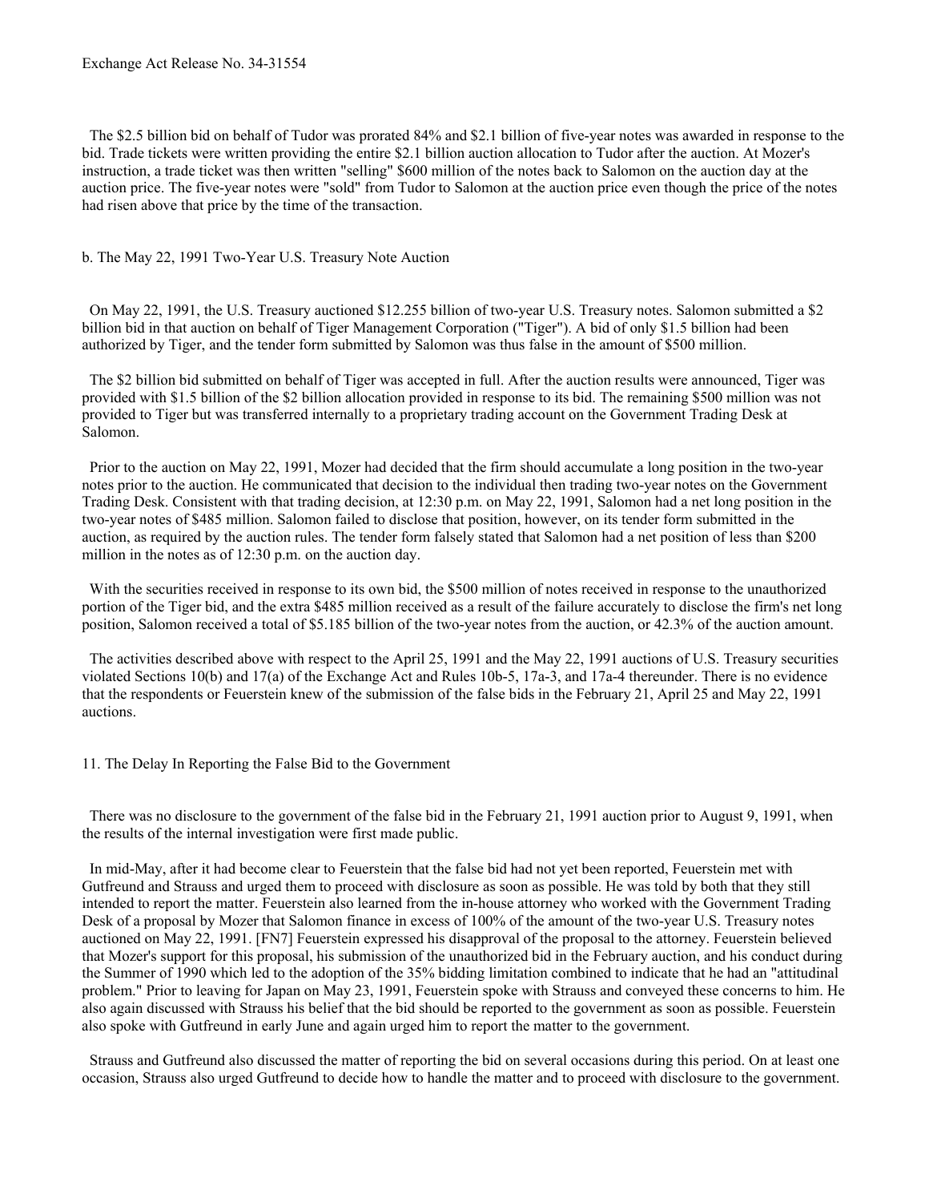The $2.5 billion bid on behalf of Tudor was prorated 84% and $2.1 billion of five-year notes was awarded in response to the bid. Trade tickets were written providing the entire $2.1 billion auction allocation to Tudor after the auction. At Mozer's instruction, a trade ticket was then written "selling" $600 million of the notes back to Salomon on the auction day at the auction price. The five-year notes were "sold" from Tudor to Salomon at the auction price even though the price of the notes had risen above that price by the time of the transaction.

b. The May 22, 1991 Two-Year U.S. Treasury Note Auction

On May 22, 1991, the U.S. Treasury auctioned $12.255 billion of two-year U.S. Treasury notes. Salomon submitted a $2 billion bid in that auction on behalf of Tiger Management Corporation ("Tiger"). A bid of only $1.5 billion had been authorized by Tiger, and the tender form submitted by Salomon was thus false in the amount of $500 million.

The $2 billion bid submitted on behalf of Tiger was accepted in full. After the auction results were announced, Tiger was provided with $1.5 billion of the $2 billion allocation provided in response to its bid. The remaining $500 million was not provided to Tiger but was transferred internally to a proprietary trading account on the Government Trading Desk at Salomon.

Prior to the auction on May 22, 1991, Mozer had decided that the firm should accumulate a long position in the two-year notes prior to the auction. He communicated that decision to the individual then trading two-year notes on the Government Trading Desk. Consistent with that trading decision, at 12:30 p.m. on May 22, 1991, Salomon had a net long position in the two-year notes of $485 million. Salomon failed to disclose that position, however, on its tender form submitted in the auction, as required by the auction rules. The tender form falsely stated that Salomon had a net position of less than $200 million in the notes as of 12:30 p.m. on the auction day.

With the securities received in response to its own bid, the $500 million of notes received in response to the unauthorized portion of the Tiger bid, and the extra $485 million received as a result of the failure accurately to disclose the firm's net long position, Salomon received a total of $5.185 billion of the two-year notes from the auction, or 42.3% of the auction amount.

The activities described above with respect to the April 25, 1991 and the May 22, 1991 auctions of U.S. Treasury securities violated Sections 10(b) and 17(a) of the Exchange Act and Rules 10b-5, 17a-3, and 17a-4 thereunder. There is no evidence that the respondents or Feuerstein knew of the submission of the false bids in the February 21, April 25 and May 22, 1991 auctions.

11. The Delay In Reporting the False Bid to the Government

There was no disclosure to the government of the false bid in the February 21, 1991 auction prior to August 9, 1991, when the results of the internal investigation were first made public.

In mid-May, after it had become clear to Feuerstein that the false bid had not yet been reported, Feuerstein met with Gutfreund and Strauss and urged them to proceed with disclosure as soon as possible. He was told by both that they still intended to report the matter. Feuerstein also learned from the in-house attorney who worked with the Government Trading Desk of a proposal by Mozer that Salomon finance in excess of 100% of the amount of the two-year U.S. Treasury notes auctioned on May 22, 1991. [FN7] Feuerstein expressed his disapproval of the proposal to the attorney. Feuerstein believed that Mozer's support for this proposal, his submission of the unauthorized bid in the February auction, and his conduct during the Summer of 1990 which led to the adoption of the 35% bidding limitation combined to indicate that he had an "attitudinal problem." Prior to leaving for Japan on May 23, 1991, Feuerstein spoke with Strauss and conveyed these concerns to him. He also again discussed with Strauss his belief that the bid should be reported to the government as soon as possible. Feuerstein also spoke with Gutfreund in early June and again urged him to report the matter to the government.

Strauss and Gutfreund also discussed the matter of reporting the bid on several occasions during this period. On at least one occasion, Strauss also urged Gutfreund to decide how to handle the matter and to proceed with disclosure to the government.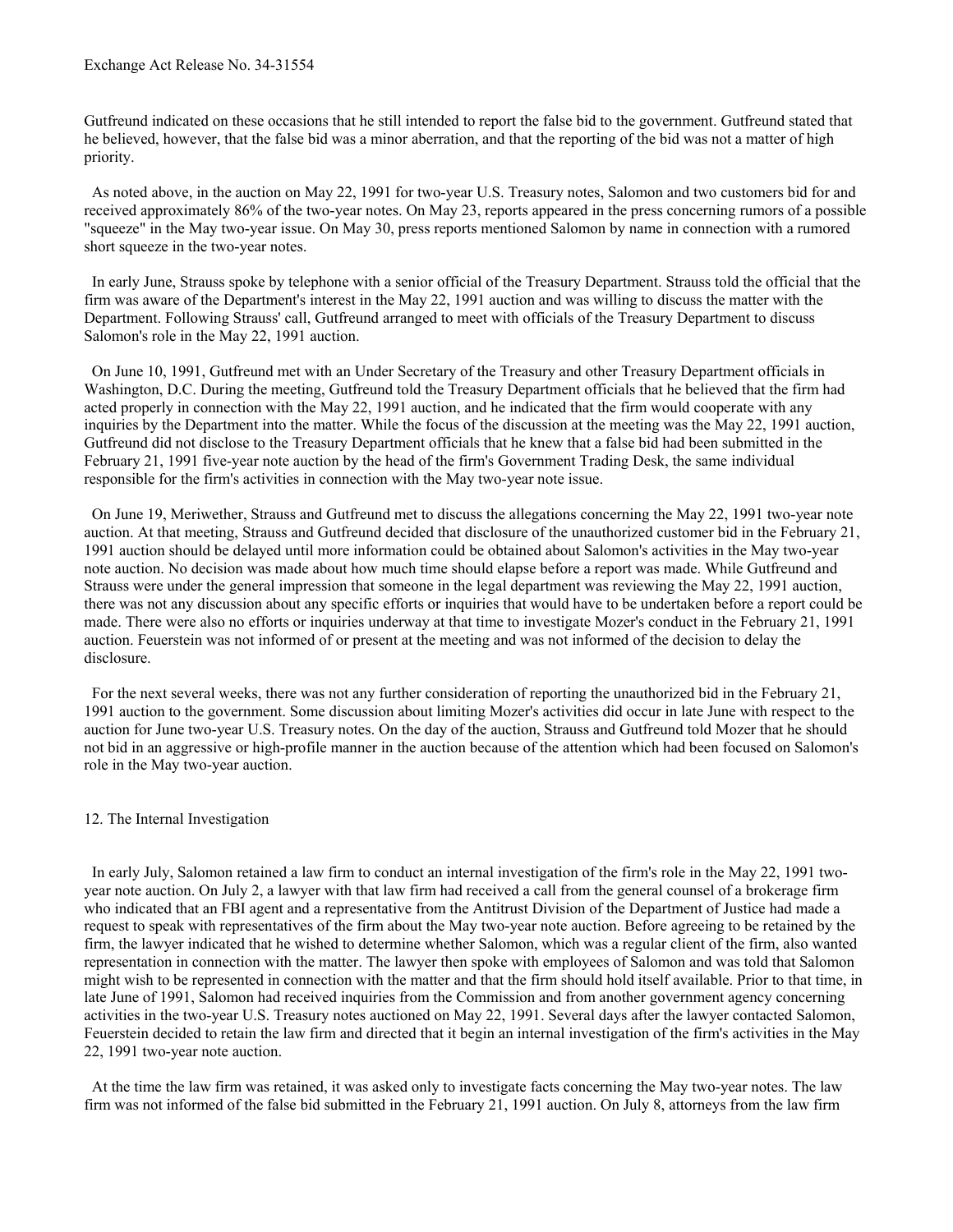Gutfreund indicated on these occasions that he still intended to report the false bid to the government. Gutfreund stated that he believed, however, that the false bid was a minor aberration, and that the reporting of the bid was not a matter of high priority.

As noted above, in the auction on May 22, 1991 for two-year U.S. Treasury notes, Salomon and two customers bid for and received approximately 86% of the two-year notes. On May 23, reports appeared in the press concerning rumors of a possible "squeeze" in the May two-year issue. On May 30, press reports mentioned Salomon by name in connection with a rumored short squeeze in the two-year notes.

In early June, Strauss spoke by telephone with a senior official of the Treasury Department. Strauss told the official that the firm was aware of the Department's interest in the May 22, 1991 auction and was willing to discuss the matter with the Department. Following Strauss' call, Gutfreund arranged to meet with officials of the Treasury Department to discuss Salomon's role in the May 22, 1991 auction.

On June 10, 1991, Gutfreund met with an Under Secretary of the Treasury and other Treasury Department officials in Washington, D.C. During the meeting, Gutfreund told the Treasury Department officials that he believed that the firm had acted properly in connection with the May 22, 1991 auction, and he indicated that the firm would cooperate with any inquiries by the Department into the matter. While the focus of the discussion at the meeting was the May 22, 1991 auction, Gutfreund did not disclose to the Treasury Department officials that he knew that a false bid had been submitted in the February 21, 1991 five-year note auction by the head of the firm's Government Trading Desk, the same individual responsible for the firm's activities in connection with the May two-year note issue.

On June 19, Meriwether, Strauss and Gutfreund met to discuss the allegations concerning the May 22, 1991 two-year note auction. At that meeting, Strauss and Gutfreund decided that disclosure of the unauthorized customer bid in the February 21, 1991 auction should be delayed until more information could be obtained about Salomon's activities in the May two-year note auction. No decision was made about how much time should elapse before a report was made. While Gutfreund and Strauss were under the general impression that someone in the legal department was reviewing the May 22, 1991 auction, there was not any discussion about any specific efforts or inquiries that would have to be undertaken before a report could be made. There were also no efforts or inquiries underway at that time to investigate Mozer's conduct in the February 21, 1991 auction. Feuerstein was not informed of or present at the meeting and was not informed of the decision to delay the disclosure.

For the next several weeks, there was not any further consideration of reporting the unauthorized bid in the February 21, 1991 auction to the government. Some discussion about limiting Mozer's activities did occur in late June with respect to the auction for June two-year U.S. Treasury notes. On the day of the auction, Strauss and Gutfreund told Mozer that he should not bid in an aggressive or high-profile manner in the auction because of the attention which had been focused on Salomon's role in the May two-year auction.

## 12. The Internal Investigation

In early July, Salomon retained a law firm to conduct an internal investigation of the firm's role in the May 22, 1991 two-year note auction. On July 2, a lawyer with that law firm had received a call from the general counsel of a brokerage firm who indicated that an FBI agent and a representative from the Antitrust Division of the Department of Justice had made a request to speak with representatives of the firm about the May two-year note auction. Before agreeing to be retained by the firm, the lawyer indicated that he wished to determine whether Salomon, which was a regular client of the firm, also wanted representation in connection with the matter. The lawyer then spoke with employees of Salomon and was told that Salomon might wish to be represented in connection with the matter and that the firm should hold itself available. Prior to that time, in late June of 1991, Salomon had received inquiries from the Commission and from another government agency concerning activities in the two-year U.S. Treasury notes auctioned on May 22, 1991. Several days after the lawyer contacted Salomon, Feuerstein decided to retain the law firm and directed that it begin an internal investigation of the firm's activities in the May 22, 1991 two-year note auction.

At the time the law firm was retained, it was asked only to investigate facts concerning the May two-year notes. The law firm was not informed of the false bid submitted in the February 21, 1991 auction. On July 8, attorneys from the law firm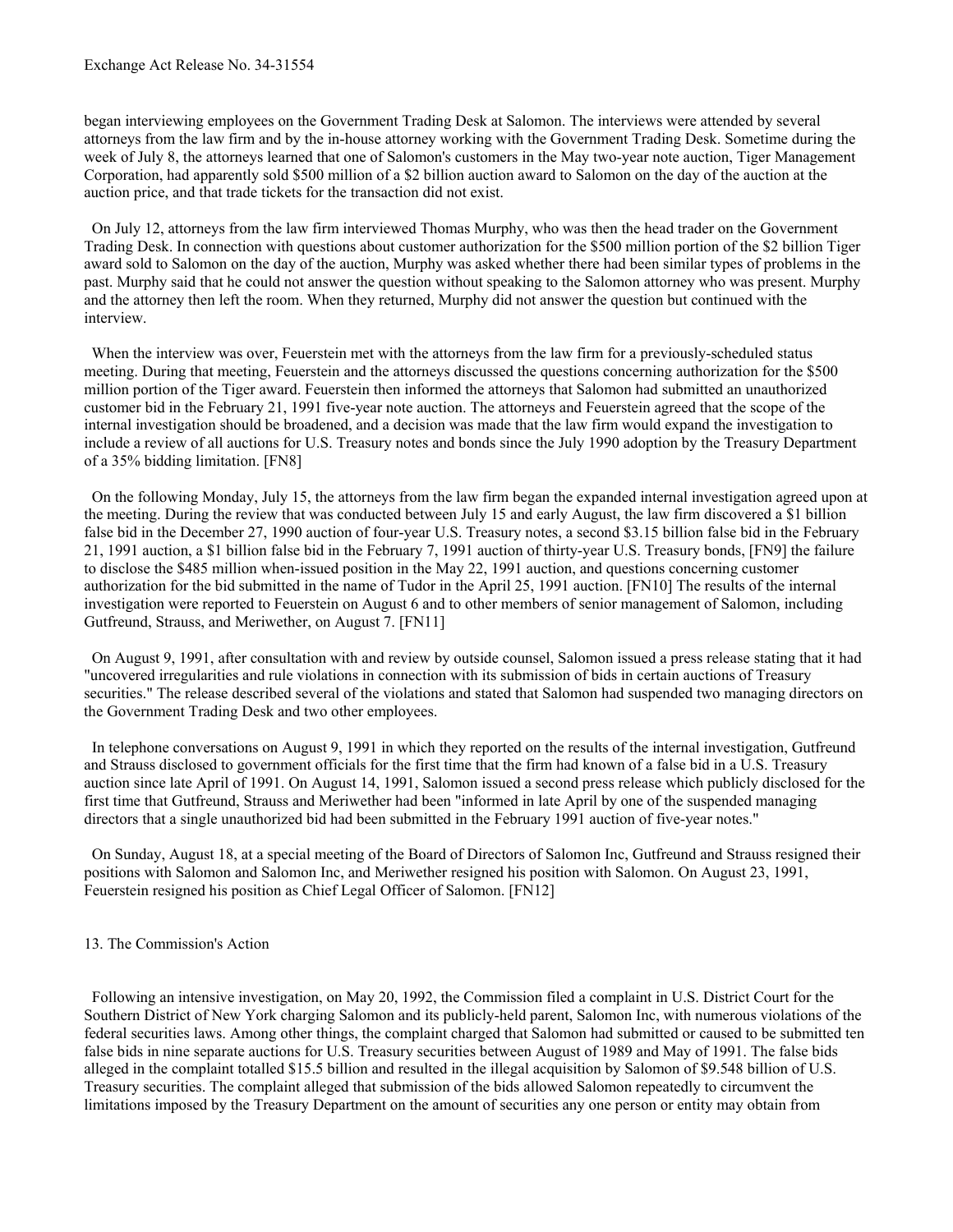began interviewing employees on the Government Trading Desk at Salomon. The interviews were attended by several attorneys from the law firm and by the in-house attorney working with the Government Trading Desk. Sometime during the week of July 8, the attorneys learned that one of Salomon's customers in the May two-year note auction, Tiger Management Corporation, had apparently sold \$500 million of a \$2 billion auction award to Salomon on the day of the auction at the auction price, and that trade tickets for the transaction did not exist.

On July 12, attorneys from the law firm interviewed Thomas Murphy, who was then the head trader on the Government Trading Desk. In connection with questions about customer authorization for the \$500 million portion of the \$2 billion Tiger award sold to Salomon on the day of the auction, Murphy was asked whether there had been similar types of problems in the past. Murphy said that he could not answer the question without speaking to the Salomon attorney who was present. Murphy and the attorney then left the room. When they returned, Murphy did not answer the question but continued with the interview.

When the interview was over, Feuerstein met with the attorneys from the law firm for a previously-scheduled status meeting. During that meeting, Feuerstein and the attorneys discussed the questions concerning authorization for the \$500 million portion of the Tiger award. Feuerstein then informed the attorneys that Salomon had submitted an unauthorized customer bid in the February 21, 1991 five-year note auction. The attorneys and Feuerstein agreed that the scope of the internal investigation should be broadened, and a decision was made that the law firm would expand the investigation to include a review of all auctions for U.S. Treasury notes and bonds since the July 1990 adoption by the Treasury Department of a 35% bidding limitation. [FN8]

On the following Monday, July 15, the attorneys from the law firm began the expanded internal investigation agreed upon at the meeting. During the review that was conducted between July 15 and early August, the law firm discovered a \$1 billion false bid in the December 27, 1990 auction of four-year U.S. Treasury notes, a second \$3.15 billion false bid in the February 21, 1991 auction, a \$1 billion false bid in the February 7, 1991 auction of thirty-year U.S. Treasury bonds, [FN9] the failure to disclose the \$485 million when-issued position in the May 22, 1991 auction, and questions concerning customer authorization for the bid submitted in the name of Tudor in the April 25, 1991 auction. [FN10] The results of the internal investigation were reported to Feuerstein on August 6 and to other members of senior management of Salomon, including Gutfreund, Strauss, and Meriwether, on August 7. [FN11]

On August 9, 1991, after consultation with and review by outside counsel, Salomon issued a press release stating that it had "uncovered irregularities and rule violations in connection with its submission of bids in certain auctions of Treasury securities." The release described several of the violations and stated that Salomon had suspended two managing directors on the Government Trading Desk and two other employees.

In telephone conversations on August 9, 1991 in which they reported on the results of the internal investigation, Gutfreund and Strauss disclosed to government officials for the first time that the firm had known of a false bid in a U.S. Treasury auction since late April of 1991. On August 14, 1991, Salomon issued a second press release which publicly disclosed for the first time that Gutfreund, Strauss and Meriwether had been "informed in late April by one of the suspended managing directors that a single unauthorized bid had been submitted in the February 1991 auction of five-year notes."

On Sunday, August 18, at a special meeting of the Board of Directors of Salomon Inc, Gutfreund and Strauss resigned their positions with Salomon and Salomon Inc, and Meriwether resigned his position with Salomon. On August 23, 1991, Feuerstein resigned his position as Chief Legal Officer of Salomon. [FN12]

## 13. The Commission's Action

Following an intensive investigation, on May 20, 1992, the Commission filed a complaint in U.S. District Court for the Southern District of New York charging Salomon and its publicly-held parent, Salomon Inc, with numerous violations of the federal securities laws. Among other things, the complaint charged that Salomon had submitted or caused to be submitted ten false bids in nine separate auctions for U.S. Treasury securities between August of 1989 and May of 1991. The false bids alleged in the complaint totalled \$15.5 billion and resulted in the illegal acquisition by Salomon of \$9.548 billion of U.S. Treasury securities. The complaint alleged that submission of the bids allowed Salomon repeatedly to circumvent the limitations imposed by the Treasury Department on the amount of securities any one person or entity may obtain from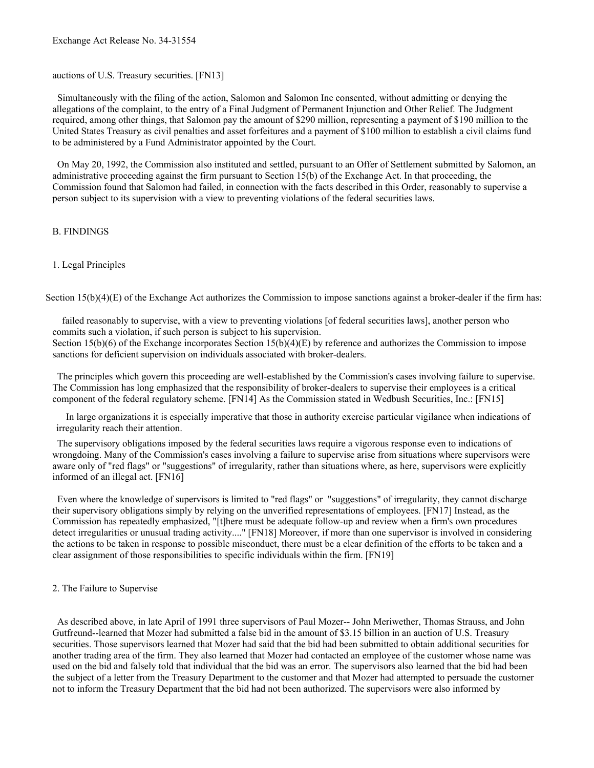auctions of U.S. Treasury securities. [FN13]

Simultaneously with the filing of the action, Salomon and Salomon Inc consented, without admitting or denying the allegations of the complaint, to the entry of a Final Judgment of Permanent Injunction and Other Relief. The Judgment required, among other things, that Salomon pay the amount of $290 million, representing a payment of $190 million to the United States Treasury as civil penalties and asset forfeitures and a payment of $100 million to establish a civil claims fund to be administered by a Fund Administrator appointed by the Court.

On May 20, 1992, the Commission also instituted and settled, pursuant to an Offer of Settlement submitted by Salomon, an administrative proceeding against the firm pursuant to Section 15(b) of the Exchange Act. In that proceeding, the Commission found that Salomon had failed, in connection with the facts described in this Order, reasonably to supervise a person subject to its supervision with a view to preventing violations of the federal securities laws.

## B. FINDINGS

### 1. Legal Principles

Section 15(b)(4)(E) of the Exchange Act authorizes the Commission to impose sanctions against a broker-dealer if the firm has:

> failed reasonably to supervise, with a view to preventing violations [of federal securities laws], another person who commits such a violation, if such person is subject to his supervision.

Section 15(b)(6) of the Exchange incorporates Section 15(b)(4)(E) by reference and authorizes the Commission to impose sanctions for deficient supervision on individuals associated with broker-dealers.

The principles which govern this proceeding are well-established by the Commission's cases involving failure to supervise. The Commission has long emphasized that the responsibility of broker-dealers to supervise their employees is a critical component of the federal regulatory scheme. [FN14] As the Commission stated in Wedbush Securities, Inc.: [FN15]

> In large organizations it is especially imperative that those in authority exercise particular vigilance when indications of irregularity reach their attention.

The supervisory obligations imposed by the federal securities laws require a vigorous response even to indications of wrongdoing. Many of the Commission's cases involving a failure to supervise arise from situations where supervisors were aware only of "red flags" or "suggestions" of irregularity, rather than situations where, as here, supervisors were explicitly informed of an illegal act. [FN16]

Even where the knowledge of supervisors is limited to "red flags" or "suggestions" of irregularity, they cannot discharge their supervisory obligations simply by relying on the unverified representations of employees. [FN17] Instead, as the Commission has repeatedly emphasized, "[t]here must be adequate follow-up and review when a firm's own procedures detect irregularities or unusual trading activity...." [FN18] Moreover, if more than one supervisor is involved in considering the actions to be taken in response to possible misconduct, there must be a clear definition of the efforts to be taken and a clear assignment of those responsibilities to specific individuals within the firm. [FN19]

### 2. The Failure to Supervise

As described above, in late April of 1991 three supervisors of Paul Mozer-- John Meriwether, Thomas Strauss, and John Gutfreund--learned that Mozer had submitted a false bid in the amount of $3.15 billion in an auction of U.S. Treasury securities. Those supervisors learned that Mozer had said that the bid had been submitted to obtain additional securities for another trading area of the firm. They also learned that Mozer had contacted an employee of the customer whose name was used on the bid and falsely told that individual that the bid was an error. The supervisors also learned that the bid had been the subject of a letter from the Treasury Department to the customer and that Mozer had attempted to persuade the customer not to inform the Treasury Department that the bid had not been authorized. The supervisors were also informed by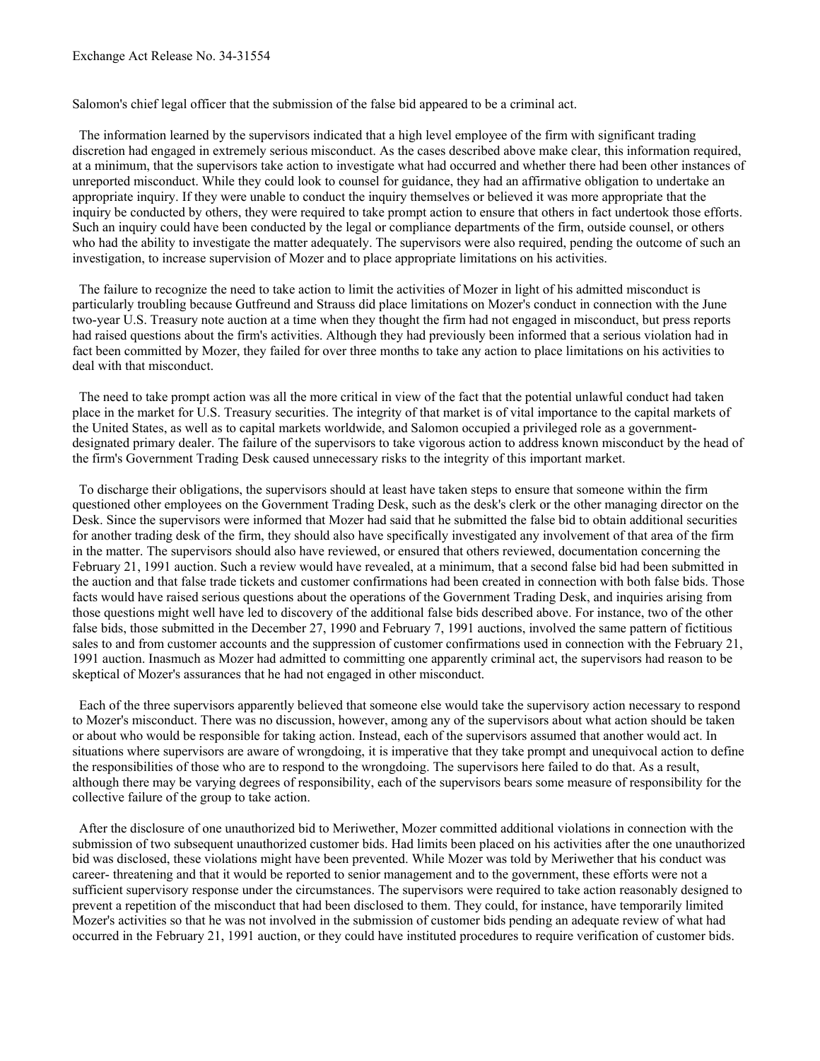Salomon's chief legal officer that the submission of the false bid appeared to be a criminal act.

The information learned by the supervisors indicated that a high level employee of the firm with significant trading discretion had engaged in extremely serious misconduct. As the cases described above make clear, this information required, at a minimum, that the supervisors take action to investigate what had occurred and whether there had been other instances of unreported misconduct. While they could look to counsel for guidance, they had an affirmative obligation to undertake an appropriate inquiry. If they were unable to conduct the inquiry themselves or believed it was more appropriate that the inquiry be conducted by others, they were required to take prompt action to ensure that others in fact undertook those efforts. Such an inquiry could have been conducted by the legal or compliance departments of the firm, outside counsel, or others who had the ability to investigate the matter adequately. The supervisors were also required, pending the outcome of such an investigation, to increase supervision of Mozer and to place appropriate limitations on his activities.

The failure to recognize the need to take action to limit the activities of Mozer in light of his admitted misconduct is particularly troubling because Gutfreund and Strauss did place limitations on Mozer's conduct in connection with the June two-year U.S. Treasury note auction at a time when they thought the firm had not engaged in misconduct, but press reports had raised questions about the firm's activities. Although they had previously been informed that a serious violation had in fact been committed by Mozer, they failed for over three months to take any action to place limitations on his activities to deal with that misconduct.

The need to take prompt action was all the more critical in view of the fact that the potential unlawful conduct had taken place in the market for U.S. Treasury securities. The integrity of that market is of vital importance to the capital markets of the United States, as well as to capital markets worldwide, and Salomon occupied a privileged role as a government-designated primary dealer. The failure of the supervisors to take vigorous action to address known misconduct by the head of the firm's Government Trading Desk caused unnecessary risks to the integrity of this important market.

To discharge their obligations, the supervisors should at least have taken steps to ensure that someone within the firm questioned other employees on the Government Trading Desk, such as the desk's clerk or the other managing director on the Desk. Since the supervisors were informed that Mozer had said that he submitted the false bid to obtain additional securities for another trading desk of the firm, they should also have specifically investigated any involvement of that area of the firm in the matter. The supervisors should also have reviewed, or ensured that others reviewed, documentation concerning the February 21, 1991 auction. Such a review would have revealed, at a minimum, that a second false bid had been submitted in the auction and that false trade tickets and customer confirmations had been created in connection with both false bids. Those facts would have raised serious questions about the operations of the Government Trading Desk, and inquiries arising from those questions might well have led to discovery of the additional false bids described above. For instance, two of the other false bids, those submitted in the December 27, 1990 and February 7, 1991 auctions, involved the same pattern of fictitious sales to and from customer accounts and the suppression of customer confirmations used in connection with the February 21, 1991 auction. Inasmuch as Mozer had admitted to committing one apparently criminal act, the supervisors had reason to be skeptical of Mozer's assurances that he had not engaged in other misconduct.

Each of the three supervisors apparently believed that someone else would take the supervisory action necessary to respond to Mozer's misconduct. There was no discussion, however, among any of the supervisors about what action should be taken or about who would be responsible for taking action. Instead, each of the supervisors assumed that another would act. In situations where supervisors are aware of wrongdoing, it is imperative that they take prompt and unequivocal action to define the responsibilities of those who are to respond to the wrongdoing. The supervisors here failed to do that. As a result, although there may be varying degrees of responsibility, each of the supervisors bears some measure of responsibility for the collective failure of the group to take action.

After the disclosure of one unauthorized bid to Meriwether, Mozer committed additional violations in connection with the submission of two subsequent unauthorized customer bids. Had limits been placed on his activities after the one unauthorized bid was disclosed, these violations might have been prevented. While Mozer was told by Meriwether that his conduct was career- threatening and that it would be reported to senior management and to the government, these efforts were not a sufficient supervisory response under the circumstances. The supervisors were required to take action reasonably designed to prevent a repetition of the misconduct that had been disclosed to them. They could, for instance, have temporarily limited Mozer's activities so that he was not involved in the submission of customer bids pending an adequate review of what had occurred in the February 21, 1991 auction, or they could have instituted procedures to require verification of customer bids.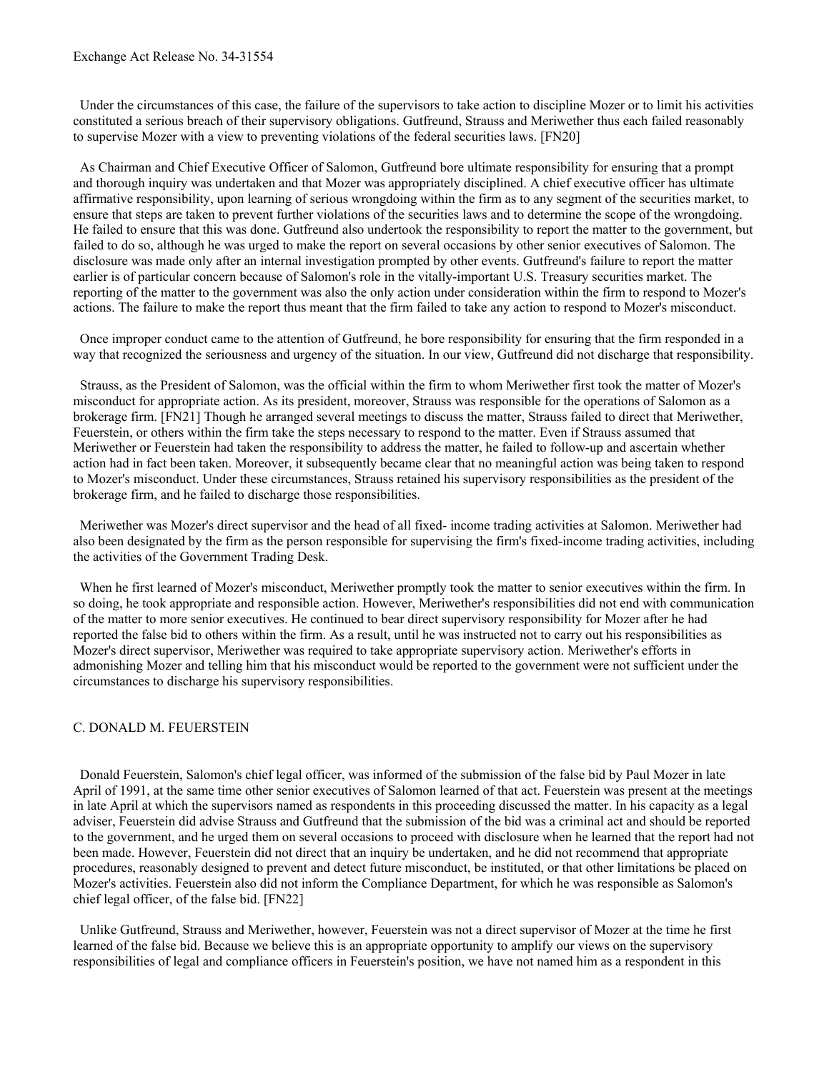Under the circumstances of this case, the failure of the supervisors to take action to discipline Mozer or to limit his activities constituted a serious breach of their supervisory obligations. Gutfreund, Strauss and Meriwether thus each failed reasonably to supervise Mozer with a view to preventing violations of the federal securities laws. [FN20]

As Chairman and Chief Executive Officer of Salomon, Gutfreund bore ultimate responsibility for ensuring that a prompt and thorough inquiry was undertaken and that Mozer was appropriately disciplined. A chief executive officer has ultimate affirmative responsibility, upon learning of serious wrongdoing within the firm as to any segment of the securities market, to ensure that steps are taken to prevent further violations of the securities laws and to determine the scope of the wrongdoing. He failed to ensure that this was done. Gutfreund also undertook the responsibility to report the matter to the government, but failed to do so, although he was urged to make the report on several occasions by other senior executives of Salomon. The disclosure was made only after an internal investigation prompted by other events. Gutfreund's failure to report the matter earlier is of particular concern because of Salomon's role in the vitally-important U.S. Treasury securities market. The reporting of the matter to the government was also the only action under consideration within the firm to respond to Mozer's actions. The failure to make the report thus meant that the firm failed to take any action to respond to Mozer's misconduct.

Once improper conduct came to the attention of Gutfreund, he bore responsibility for ensuring that the firm responded in a way that recognized the seriousness and urgency of the situation. In our view, Gutfreund did not discharge that responsibility.

Strauss, as the President of Salomon, was the official within the firm to whom Meriwether first took the matter of Mozer's misconduct for appropriate action. As its president, moreover, Strauss was responsible for the operations of Salomon as a brokerage firm. [FN21] Though he arranged several meetings to discuss the matter, Strauss failed to direct that Meriwether, Feuerstein, or others within the firm take the steps necessary to respond to the matter. Even if Strauss assumed that Meriwether or Feuerstein had taken the responsibility to address the matter, he failed to follow-up and ascertain whether action had in fact been taken. Moreover, it subsequently became clear that no meaningful action was being taken to respond to Mozer's misconduct. Under these circumstances, Strauss retained his supervisory responsibilities as the president of the brokerage firm, and he failed to discharge those responsibilities.

Meriwether was Mozer's direct supervisor and the head of all fixed- income trading activities at Salomon. Meriwether had also been designated by the firm as the person responsible for supervising the firm's fixed-income trading activities, including the activities of the Government Trading Desk.

When he first learned of Mozer's misconduct, Meriwether promptly took the matter to senior executives within the firm. In so doing, he took appropriate and responsible action. However, Meriwether's responsibilities did not end with communication of the matter to more senior executives. He continued to bear direct supervisory responsibility for Mozer after he had reported the false bid to others within the firm. As a result, until he was instructed not to carry out his responsibilities as Mozer's direct supervisor, Meriwether was required to take appropriate supervisory action. Meriwether's efforts in admonishing Mozer and telling him that his misconduct would be reported to the government were not sufficient under the circumstances to discharge his supervisory responsibilities.

### C. DONALD M. FEUERSTEIN

Donald Feuerstein, Salomon's chief legal officer, was informed of the submission of the false bid by Paul Mozer in late April of 1991, at the same time other senior executives of Salomon learned of that act. Feuerstein was present at the meetings in late April at which the supervisors named as respondents in this proceeding discussed the matter. In his capacity as a legal adviser, Feuerstein did advise Strauss and Gutfreund that the submission of the bid was a criminal act and should be reported to the government, and he urged them on several occasions to proceed with disclosure when he learned that the report had not been made. However, Feuerstein did not direct that an inquiry be undertaken, and he did not recommend that appropriate procedures, reasonably designed to prevent and detect future misconduct, be instituted, or that other limitations be placed on Mozer's activities. Feuerstein also did not inform the Compliance Department, for which he was responsible as Salomon's chief legal officer, of the false bid. [FN22]

Unlike Gutfreund, Strauss and Meriwether, however, Feuerstein was not a direct supervisor of Mozer at the time he first learned of the false bid. Because we believe this is an appropriate opportunity to amplify our views on the supervisory responsibilities of legal and compliance officers in Feuerstein's position, we have not named him as a respondent in this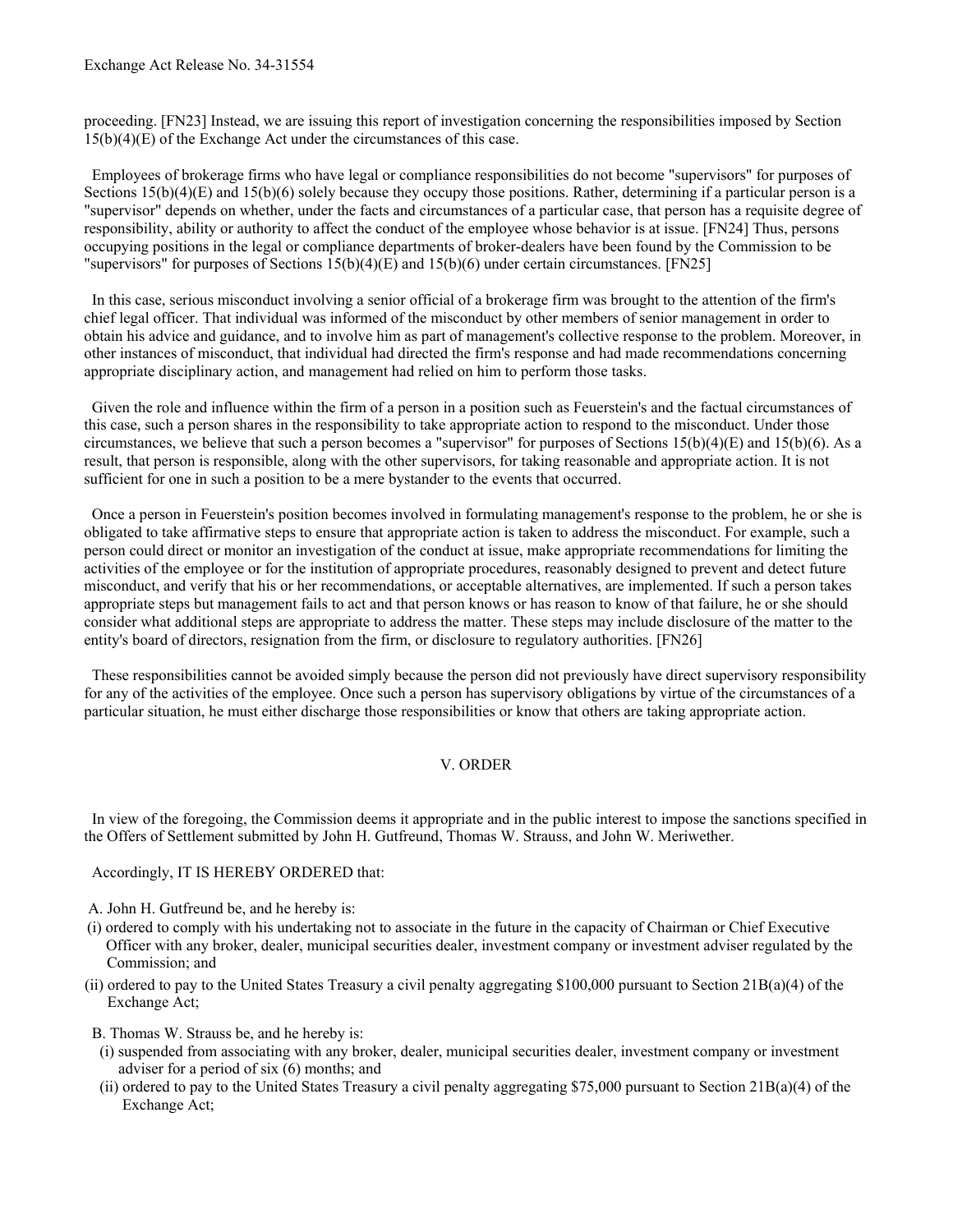proceeding. [FN23] Instead, we are issuing this report of investigation concerning the responsibilities imposed by Section 15(b)(4)(E) of the Exchange Act under the circumstances of this case.

Employees of brokerage firms who have legal or compliance responsibilities do not become "supervisors" for purposes of Sections 15(b)(4)(E) and 15(b)(6) solely because they occupy those positions. Rather, determining if a particular person is a "supervisor" depends on whether, under the facts and circumstances of a particular case, that person has a requisite degree of responsibility, ability or authority to affect the conduct of the employee whose behavior is at issue. [FN24] Thus, persons occupying positions in the legal or compliance departments of broker-dealers have been found by the Commission to be "supervisors" for purposes of Sections 15(b)(4)(E) and 15(b)(6) under certain circumstances. [FN25]

In this case, serious misconduct involving a senior official of a brokerage firm was brought to the attention of the firm's chief legal officer. That individual was informed of the misconduct by other members of senior management in order to obtain his advice and guidance, and to involve him as part of management's collective response to the problem. Moreover, in other instances of misconduct, that individual had directed the firm's response and had made recommendations concerning appropriate disciplinary action, and management had relied on him to perform those tasks.

Given the role and influence within the firm of a person in a position such as Feuerstein's and the factual circumstances of this case, such a person shares in the responsibility to take appropriate action to respond to the misconduct. Under those circumstances, we believe that such a person becomes a "supervisor" for purposes of Sections 15(b)(4)(E) and 15(b)(6). As a result, that person is responsible, along with the other supervisors, for taking reasonable and appropriate action. It is not sufficient for one in such a position to be a mere bystander to the events that occurred.

Once a person in Feuerstein's position becomes involved in formulating management's response to the problem, he or she is obligated to take affirmative steps to ensure that appropriate action is taken to address the misconduct. For example, such a person could direct or monitor an investigation of the conduct at issue, make appropriate recommendations for limiting the activities of the employee or for the institution of appropriate procedures, reasonably designed to prevent and detect future misconduct, and verify that his or her recommendations, or acceptable alternatives, are implemented. If such a person takes appropriate steps but management fails to act and that person knows or has reason to know of that failure, he or she should consider what additional steps are appropriate to address the matter. These steps may include disclosure of the matter to the entity's board of directors, resignation from the firm, or disclosure to regulatory authorities. [FN26]

These responsibilities cannot be avoided simply because the person did not previously have direct supervisory responsibility for any of the activities of the employee. Once such a person has supervisory obligations by virtue of the circumstances of a particular situation, he must either discharge those responsibilities or know that others are taking appropriate action.

## V. ORDER

In view of the foregoing, the Commission deems it appropriate and in the public interest to impose the sanctions specified in the Offers of Settlement submitted by John H. Gutfreund, Thomas W. Strauss, and John W. Meriwether.

Accordingly, IT IS HEREBY ORDERED that:

A. John H. Gutfreund be, and he hereby is:

(i) ordered to comply with his undertaking not to associate in the future in the capacity of Chairman or Chief Executive Officer with any broker, dealer, municipal securities dealer, investment company or investment adviser regulated by the Commission; and

(ii) ordered to pay to the United States Treasury a civil penalty aggregating $100,000 pursuant to Section 21B(a)(4) of the Exchange Act;

B. Thomas W. Strauss be, and he hereby is:

(i) suspended from associating with any broker, dealer, municipal securities dealer, investment company or investment adviser for a period of six (6) months; and

(ii) ordered to pay to the United States Treasury a civil penalty aggregating $75,000 pursuant to Section 21B(a)(4) of the Exchange Act;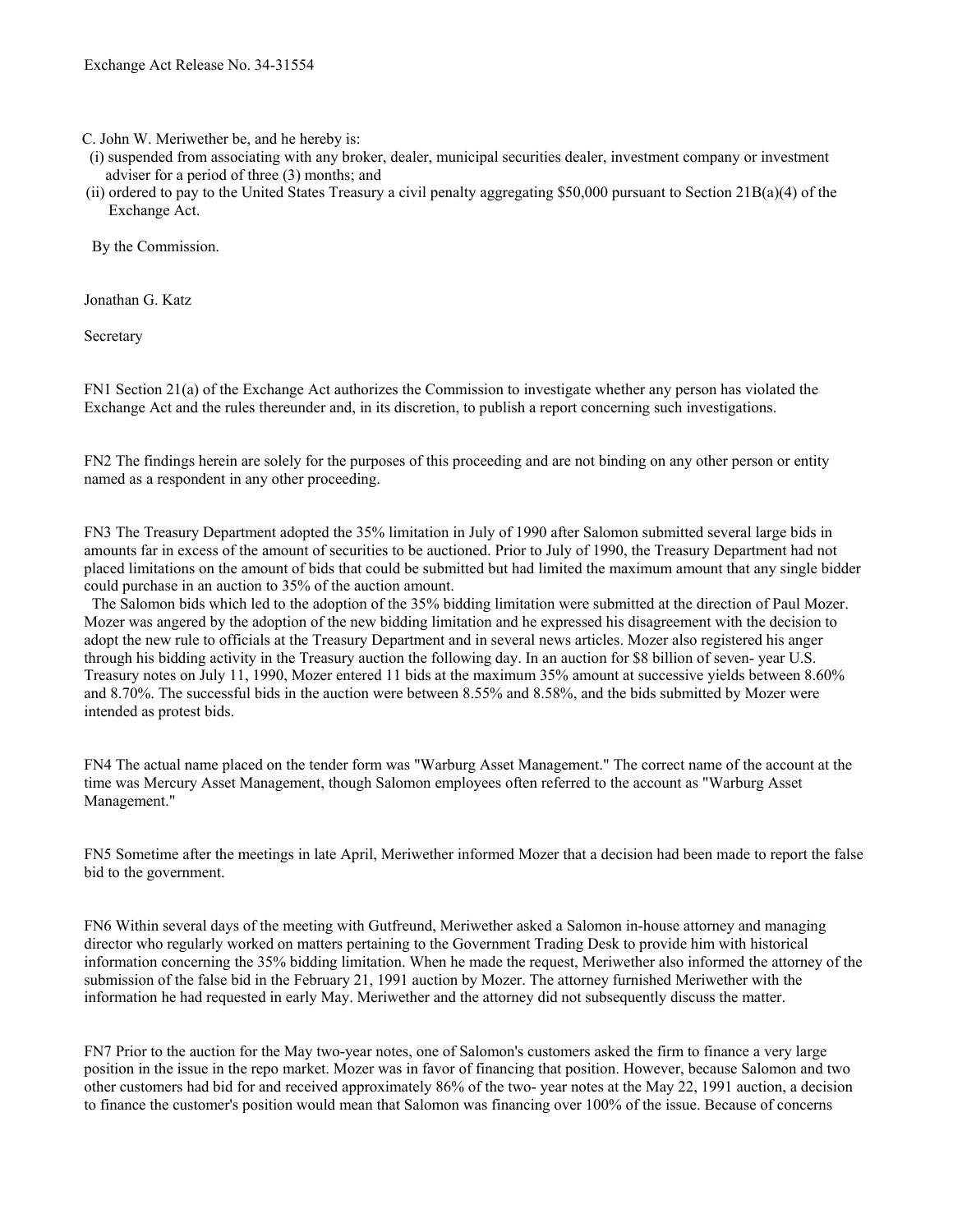C. John W. Meriwether be, and he hereby is:

(i) suspended from associating with any broker, dealer, municipal securities dealer, investment company or investment adviser for a period of three (3) months; and

(ii) ordered to pay to the United States Treasury a civil penalty aggregating $50,000 pursuant to Section 21B(a)(4) of the Exchange Act.

By the Commission.

Jonathan G. Katz

Secretary

FN1 Section 21(a) of the Exchange Act authorizes the Commission to investigate whether any person has violated the Exchange Act and the rules thereunder and, in its discretion, to publish a report concerning such investigations.

FN2 The findings herein are solely for the purposes of this proceeding and are not binding on any other person or entity named as a respondent in any other proceeding.

FN3 The Treasury Department adopted the 35% limitation in July of 1990 after Salomon submitted several large bids in amounts far in excess of the amount of securities to be auctioned. Prior to July of 1990, the Treasury Department had not placed limitations on the amount of bids that could be submitted but had limited the maximum amount that any single bidder could purchase in an auction to 35% of the auction amount.

The Salomon bids which led to the adoption of the 35% bidding limitation were submitted at the direction of Paul Mozer. Mozer was angered by the adoption of the new bidding limitation and he expressed his disagreement with the decision to adopt the new rule to officials at the Treasury Department and in several news articles. Mozer also registered his anger through his bidding activity in the Treasury auction the following day. In an auction for $8 billion of seven- year U.S. Treasury notes on July 11, 1990, Mozer entered 11 bids at the maximum 35% amount at successive yields between 8.60% and 8.70%. The successful bids in the auction were between 8.55% and 8.58%, and the bids submitted by Mozer were intended as protest bids.

FN4 The actual name placed on the tender form was "Warburg Asset Management." The correct name of the account at the time was Mercury Asset Management, though Salomon employees often referred to the account as "Warburg Asset Management."

FN5 Sometime after the meetings in late April, Meriwether informed Mozer that a decision had been made to report the false bid to the government.

FN6 Within several days of the meeting with Gutfreund, Meriwether asked a Salomon in-house attorney and managing director who regularly worked on matters pertaining to the Government Trading Desk to provide him with historical information concerning the 35% bidding limitation. When he made the request, Meriwether also informed the attorney of the submission of the false bid in the February 21, 1991 auction by Mozer. The attorney furnished Meriwether with the information he had requested in early May. Meriwether and the attorney did not subsequently discuss the matter.

FN7 Prior to the auction for the May two-year notes, one of Salomon's customers asked the firm to finance a very large position in the issue in the repo market. Mozer was in favor of financing that position. However, because Salomon and two other customers had bid for and received approximately 86% of the two- year notes at the May 22, 1991 auction, a decision to finance the customer's position would mean that Salomon was financing over 100% of the issue. Because of concerns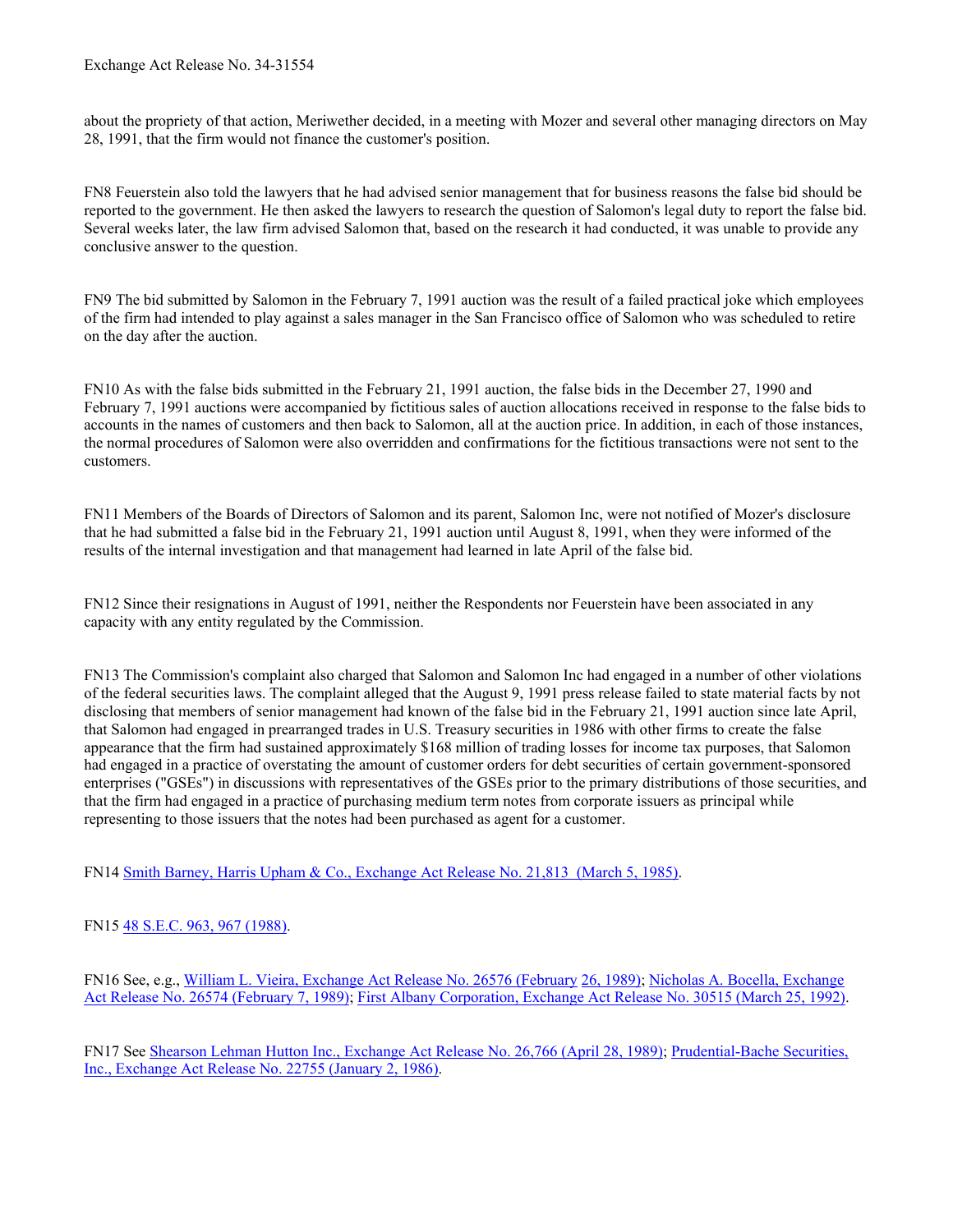about the propriety of that action, Meriwether decided, in a meeting with Mozer and several other managing directors on May 28, 1991, that the firm would not finance the customer's position.

FN8 Feuerstein also told the lawyers that he had advised senior management that for business reasons the false bid should be reported to the government. He then asked the lawyers to research the question of Salomon's legal duty to report the false bid. Several weeks later, the law firm advised Salomon that, based on the research it had conducted, it was unable to provide any conclusive answer to the question.

FN9 The bid submitted by Salomon in the February 7, 1991 auction was the result of a failed practical joke which employees of the firm had intended to play against a sales manager in the San Francisco office of Salomon who was scheduled to retire on the day after the auction.

FN10 As with the false bids submitted in the February 21, 1991 auction, the false bids in the December 27, 1990 and February 7, 1991 auctions were accompanied by fictitious sales of auction allocations received in response to the false bids to accounts in the names of customers and then back to Salomon, all at the auction price. In addition, in each of those instances, the normal procedures of Salomon were also overridden and confirmations for the fictitious transactions were not sent to the customers.

FN11 Members of the Boards of Directors of Salomon and its parent, Salomon Inc, were not notified of Mozer's disclosure that he had submitted a false bid in the February 21, 1991 auction until August 8, 1991, when they were informed of the results of the internal investigation and that management had learned in late April of the false bid.

FN12 Since their resignations in August of 1991, neither the Respondents nor Feuerstein have been associated in any capacity with any entity regulated by the Commission.

FN13 The Commission's complaint also charged that Salomon and Salomon Inc had engaged in a number of other violations of the federal securities laws. The complaint alleged that the August 9, 1991 press release failed to state material facts by not disclosing that members of senior management had known of the false bid in the February 21, 1991 auction since late April, that Salomon had engaged in prearranged trades in U.S. Treasury securities in 1986 with other firms to create the false appearance that the firm had sustained approximately $168 million of trading losses for income tax purposes, that Salomon had engaged in a practice of overstating the amount of customer orders for debt securities of certain government-sponsored enterprises ("GSEs") in discussions with representatives of the GSEs prior to the primary distributions of those securities, and that the firm had engaged in a practice of purchasing medium term notes from corporate issuers as principal while representing to those issuers that the notes had been purchased as agent for a customer.

FN14 Smith Barney, Harris Upham & Co., Exchange Act Release No. 21,813 (March 5, 1985).

FN15 48 S.E.C. 963, 967 (1988).

FN16 See, e.g., William L. Vieira, Exchange Act Release No. 26576 (February 26, 1989); Nicholas A. Bocella, Exchange Act Release No. 26574 (February 7, 1989); First Albany Corporation, Exchange Act Release No. 30515 (March 25, 1992).

FN17 See Shearson Lehman Hutton Inc., Exchange Act Release No. 26,766 (April 28, 1989); Prudential-Bache Securities, Inc., Exchange Act Release No. 22755 (January 2, 1986).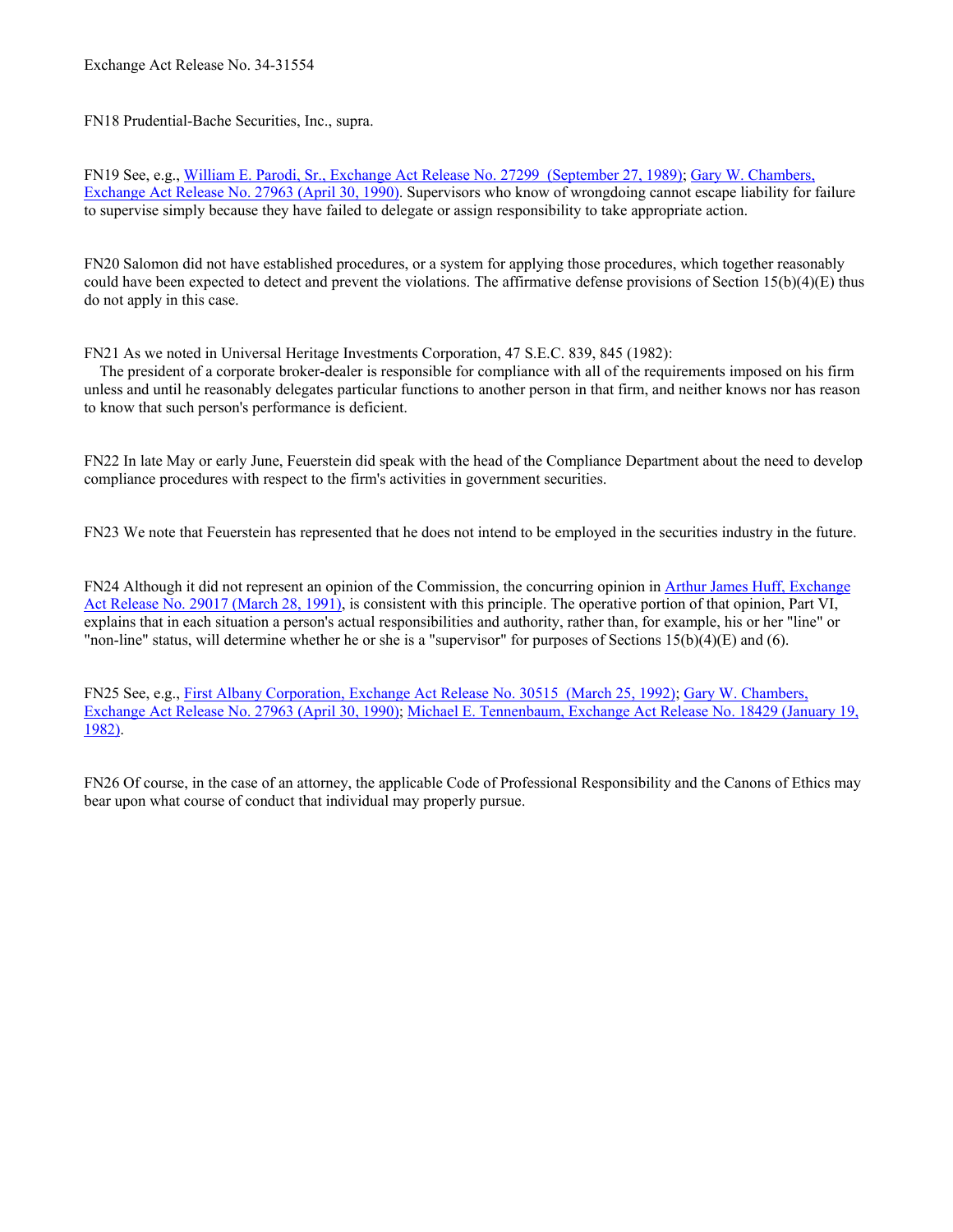Exchange Act Release No. 34-31554

FN18 Prudential-Bache Securities, Inc., supra.

FN19 See, e.g., William E. Parodi, Sr., Exchange Act Release No. 27299 (September 27, 1989); Gary W. Chambers, Exchange Act Release No. 27963 (April 30, 1990). Supervisors who know of wrongdoing cannot escape liability for failure to supervise simply because they have failed to delegate or assign responsibility to take appropriate action.

FN20 Salomon did not have established procedures, or a system for applying those procedures, which together reasonably could have been expected to detect and prevent the violations. The affirmative defense provisions of Section 15(b)(4)(E) thus do not apply in this case.

FN21 As we noted in Universal Heritage Investments Corporation, 47 S.E.C. 839, 845 (1982):

The president of a corporate broker-dealer is responsible for compliance with all of the requirements imposed on his firm unless and until he reasonably delegates particular functions to another person in that firm, and neither knows nor has reason to know that such person's performance is deficient.

FN22 In late May or early June, Feuerstein did speak with the head of the Compliance Department about the need to develop compliance procedures with respect to the firm's activities in government securities.

FN23 We note that Feuerstein has represented that he does not intend to be employed in the securities industry in the future.

FN24 Although it did not represent an opinion of the Commission, the concurring opinion in Arthur James Huff, Exchange Act Release No. 29017 (March 28, 1991), is consistent with this principle. The operative portion of that opinion, Part VI, explains that in each situation a person's actual responsibilities and authority, rather than, for example, his or her "line" or "non-line" status, will determine whether he or she is a "supervisor" for purposes of Sections 15(b)(4)(E) and (6).

FN25 See, e.g., First Albany Corporation, Exchange Act Release No. 30515 (March 25, 1992); Gary W. Chambers, Exchange Act Release No. 27963 (April 30, 1990); Michael E. Tennenbaum, Exchange Act Release No. 18429 (January 19, 1982).

FN26 Of course, in the case of an attorney, the applicable Code of Professional Responsibility and the Canons of Ethics may bear upon what course of conduct that individual may properly pursue.